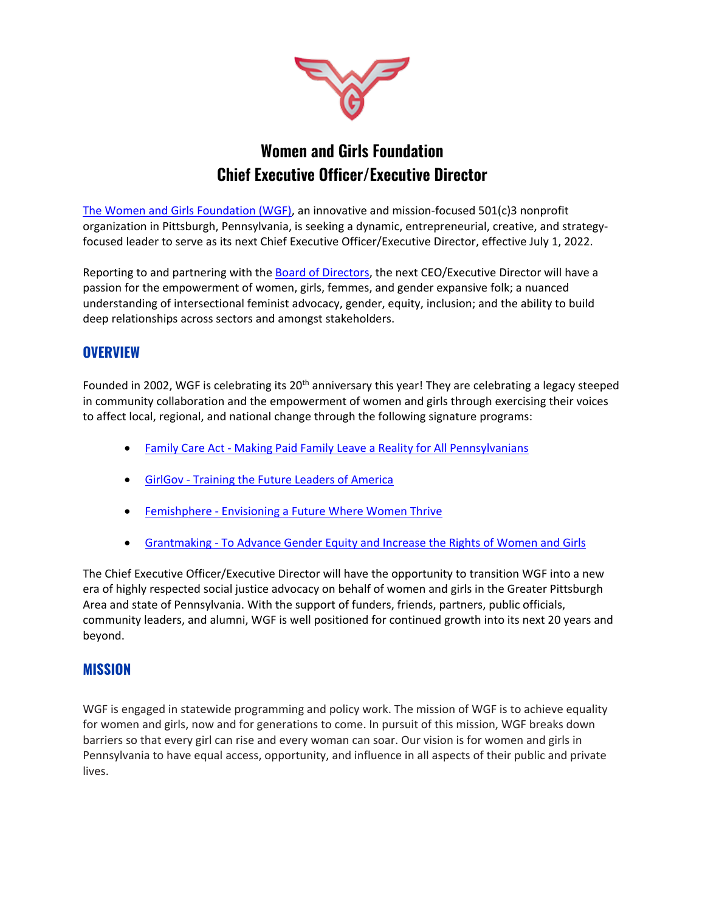# Women and Girls Foundation
# Chief Executive Officer/Executive Director

The Women and Girls Foundation (WGF), an innovative and mission-focused 501(c)3 nonprofit organization in Pittsburgh, Pennsylvania, is seeking a dynamic, entrepreneurial, creative, and strategy-focused leader to serve as its next Chief Executive Officer/Executive Director, effective July 1, 2022.

Reporting to and partnering with the Board of Directors, the next CEO/Executive Director will have a passion for the empowerment of women, girls, femmes, and gender expansive folk; a nuanced understanding of intersectional feminist advocacy, gender, equity, inclusion; and the ability to build deep relationships across sectors and amongst stakeholders.

## OVERVIEW

Founded in 2002, WGF is celebrating its 20th anniversary this year! They are celebrating a legacy steeped in community collaboration and the empowerment of women and girls through exercising their voices to affect local, regional, and national change through the following signature programs:

- Family Care Act - Making Paid Family Leave a Reality for All Pennsylvanians
- GirlGov - Training the Future Leaders of America
- Femishphere - Envisioning a Future Where Women Thrive
- Grantmaking - To Advance Gender Equity and Increase the Rights of Women and Girls

The Chief Executive Officer/Executive Director will have the opportunity to transition WGF into a new era of highly respected social justice advocacy on behalf of women and girls in the Greater Pittsburgh Area and state of Pennsylvania. With the support of funders, friends, partners, public officials, community leaders, and alumni, WGF is well positioned for continued growth into its next 20 years and beyond.

## MISSION

WGF is engaged in statewide programming and policy work. The mission of WGF is to achieve equality for women and girls, now and for generations to come. In pursuit of this mission, WGF breaks down barriers so that every girl can rise and every woman can soar. Our vision is for women and girls in Pennsylvania to have equal access, opportunity, and influence in all aspects of their public and private lives.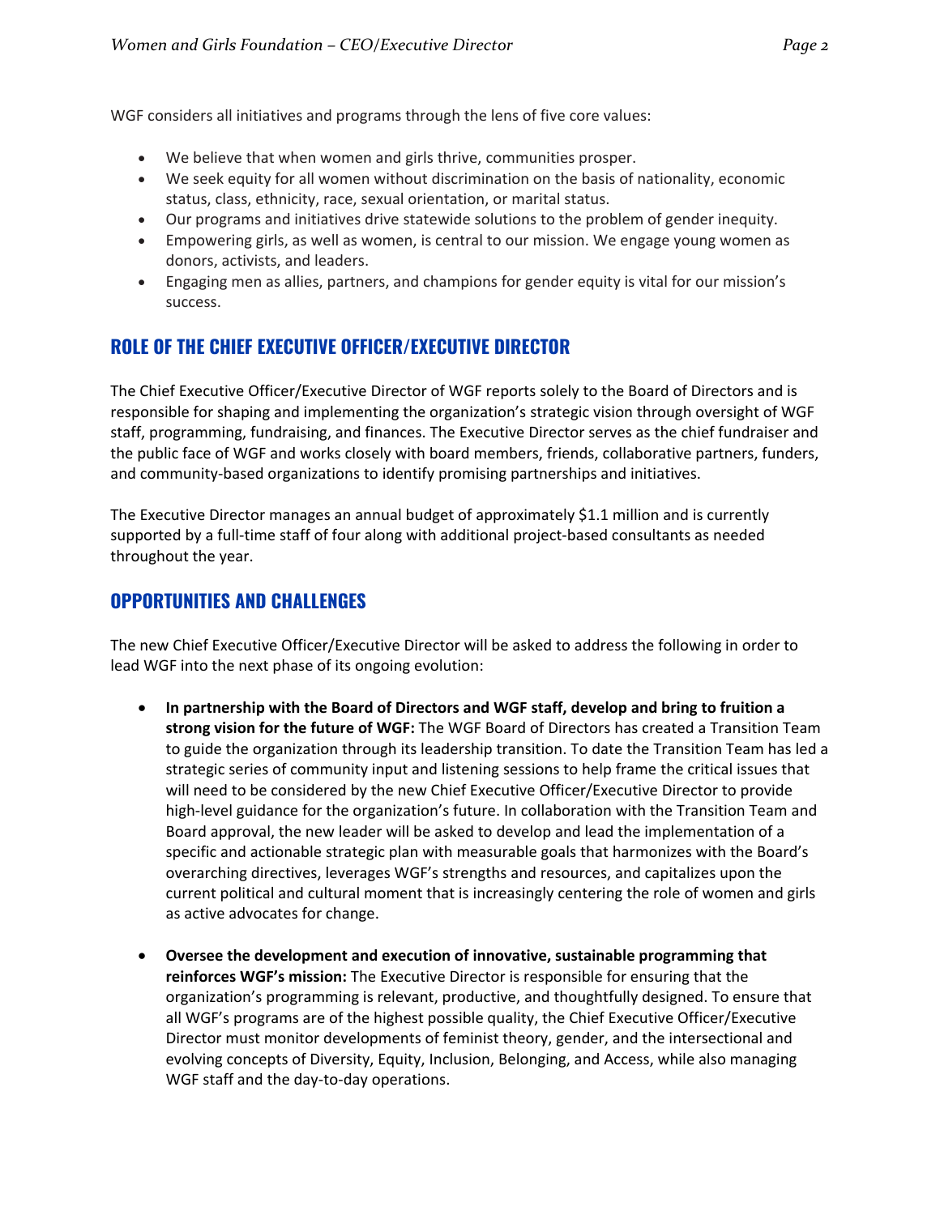WGF considers all initiatives and programs through the lens of five core values:

- We believe that when women and girls thrive, communities prosper.
- We seek equity for all women without discrimination on the basis of nationality, economic status, class, ethnicity, race, sexual orientation, or marital status.
- Our programs and initiatives drive statewide solutions to the problem of gender inequity.
- Empowering girls, as well as women, is central to our mission. We engage young women as donors, activists, and leaders.
- Engaging men as allies, partners, and champions for gender equity is vital for our mission's success.

## ROLE OF THE CHIEF EXECUTIVE OFFICER/EXECUTIVE DIRECTOR

The Chief Executive Officer/Executive Director of WGF reports solely to the Board of Directors and is responsible for shaping and implementing the organization's strategic vision through oversight of WGF staff, programming, fundraising, and finances. The Executive Director serves as the chief fundraiser and the public face of WGF and works closely with board members, friends, collaborative partners, funders, and community-based organizations to identify promising partnerships and initiatives.

The Executive Director manages an annual budget of approximately $1.1 million and is currently supported by a full-time staff of four along with additional project-based consultants as needed throughout the year.

## OPPORTUNITIES AND CHALLENGES

The new Chief Executive Officer/Executive Director will be asked to address the following in order to lead WGF into the next phase of its ongoing evolution:

- **In partnership with the Board of Directors and WGF staff, develop and bring to fruition a strong vision for the future of WGF:** The WGF Board of Directors has created a Transition Team to guide the organization through its leadership transition. To date the Transition Team has led a strategic series of community input and listening sessions to help frame the critical issues that will need to be considered by the new Chief Executive Officer/Executive Director to provide high-level guidance for the organization's future. In collaboration with the Transition Team and Board approval, the new leader will be asked to develop and lead the implementation of a specific and actionable strategic plan with measurable goals that harmonizes with the Board's overarching directives, leverages WGF's strengths and resources, and capitalizes upon the current political and cultural moment that is increasingly centering the role of women and girls as active advocates for change.

- **Oversee the development and execution of innovative, sustainable programming that reinforces WGF's mission:** The Executive Director is responsible for ensuring that the organization's programming is relevant, productive, and thoughtfully designed. To ensure that all WGF's programs are of the highest possible quality, the Chief Executive Officer/Executive Director must monitor developments of feminist theory, gender, and the intersectional and evolving concepts of Diversity, Equity, Inclusion, Belonging, and Access, while also managing WGF staff and the day-to-day operations.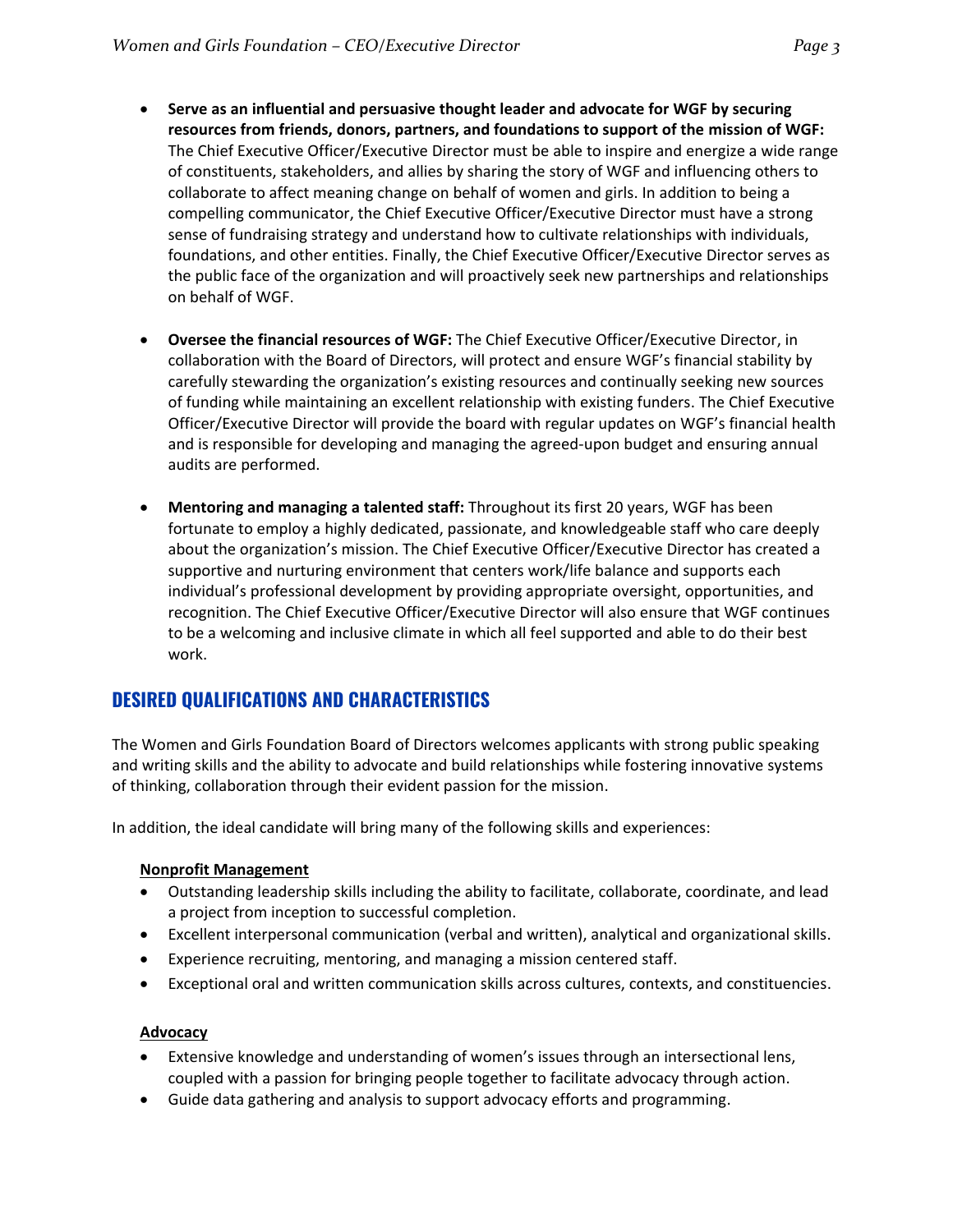- **Serve as an influential and persuasive thought leader and advocate for WGF by securing resources from friends, donors, partners, and foundations to support of the mission of WGF:** The Chief Executive Officer/Executive Director must be able to inspire and energize a wide range of constituents, stakeholders, and allies by sharing the story of WGF and influencing others to collaborate to affect meaning change on behalf of women and girls. In addition to being a compelling communicator, the Chief Executive Officer/Executive Director must have a strong sense of fundraising strategy and understand how to cultivate relationships with individuals, foundations, and other entities. Finally, the Chief Executive Officer/Executive Director serves as the public face of the organization and will proactively seek new partnerships and relationships on behalf of WGF.

- **Oversee the financial resources of WGF:** The Chief Executive Officer/Executive Director, in collaboration with the Board of Directors, will protect and ensure WGF's financial stability by carefully stewarding the organization's existing resources and continually seeking new sources of funding while maintaining an excellent relationship with existing funders. The Chief Executive Officer/Executive Director will provide the board with regular updates on WGF's financial health and is responsible for developing and managing the agreed-upon budget and ensuring annual audits are performed.

- **Mentoring and managing a talented staff:** Throughout its first 20 years, WGF has been fortunate to employ a highly dedicated, passionate, and knowledgeable staff who care deeply about the organization's mission. The Chief Executive Officer/Executive Director has created a supportive and nurturing environment that centers work/life balance and supports each individual's professional development by providing appropriate oversight, opportunities, and recognition. The Chief Executive Officer/Executive Director will also ensure that WGF continues to be a welcoming and inclusive climate in which all feel supported and able to do their best work.

## DESIRED QUALIFICATIONS AND CHARACTERISTICS

The Women and Girls Foundation Board of Directors welcomes applicants with strong public speaking and writing skills and the ability to advocate and build relationships while fostering innovative systems of thinking, collaboration through their evident passion for the mission.

In addition, the ideal candidate will bring many of the following skills and experiences:

**Nonprofit Management**

- Outstanding leadership skills including the ability to facilitate, collaborate, coordinate, and lead a project from inception to successful completion.
- Excellent interpersonal communication (verbal and written), analytical and organizational skills.
- Experience recruiting, mentoring, and managing a mission centered staff.
- Exceptional oral and written communication skills across cultures, contexts, and constituencies.

**Advocacy**

- Extensive knowledge and understanding of women's issues through an intersectional lens, coupled with a passion for bringing people together to facilitate advocacy through action.
- Guide data gathering and analysis to support advocacy efforts and programming.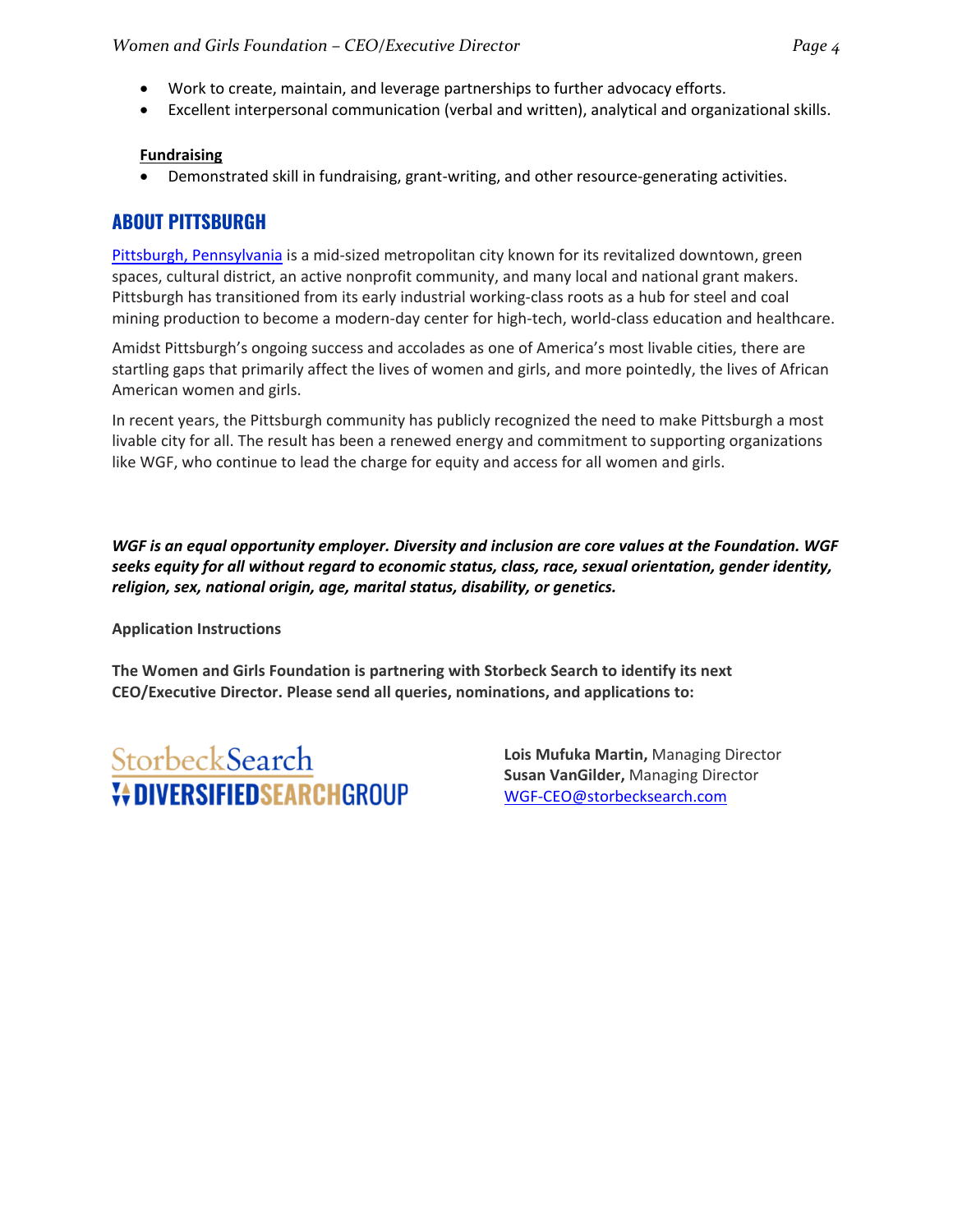- Work to create, maintain, and leverage partnerships to further advocacy efforts.
- Excellent interpersonal communication (verbal and written), analytical and organizational skills.

**Fundraising**

- Demonstrated skill in fundraising, grant-writing, and other resource-generating activities.

## ABOUT PITTSBURGH

Pittsburgh, Pennsylvania is a mid-sized metropolitan city known for its revitalized downtown, green spaces, cultural district, an active nonprofit community, and many local and national grant makers. Pittsburgh has transitioned from its early industrial working-class roots as a hub for steel and coal mining production to become a modern-day center for high-tech, world-class education and healthcare.

Amidst Pittsburgh's ongoing success and accolades as one of America's most livable cities, there are startling gaps that primarily affect the lives of women and girls, and more pointedly, the lives of African American women and girls.

In recent years, the Pittsburgh community has publicly recognized the need to make Pittsburgh a most livable city for all. The result has been a renewed energy and commitment to supporting organizations like WGF, who continue to lead the charge for equity and access for all women and girls.

***WGF is an equal opportunity employer. Diversity and inclusion are core values at the Foundation. WGF seeks equity for all without regard to economic status, class, race, sexual orientation, gender identity, religion, sex, national origin, age, marital status, disability, or genetics.***

**Application Instructions**

**The Women and Girls Foundation is partnering with Storbeck Search to identify its next CEO/Executive Director. Please send all queries, nominations, and applications to:**

StorbeckSearch
DIVERSIFIEDSEARCHGROUP

**Lois Mufuka Martin,** Managing Director
**Susan VanGilder,** Managing Director
WGF-CEO@storbecksearch.com